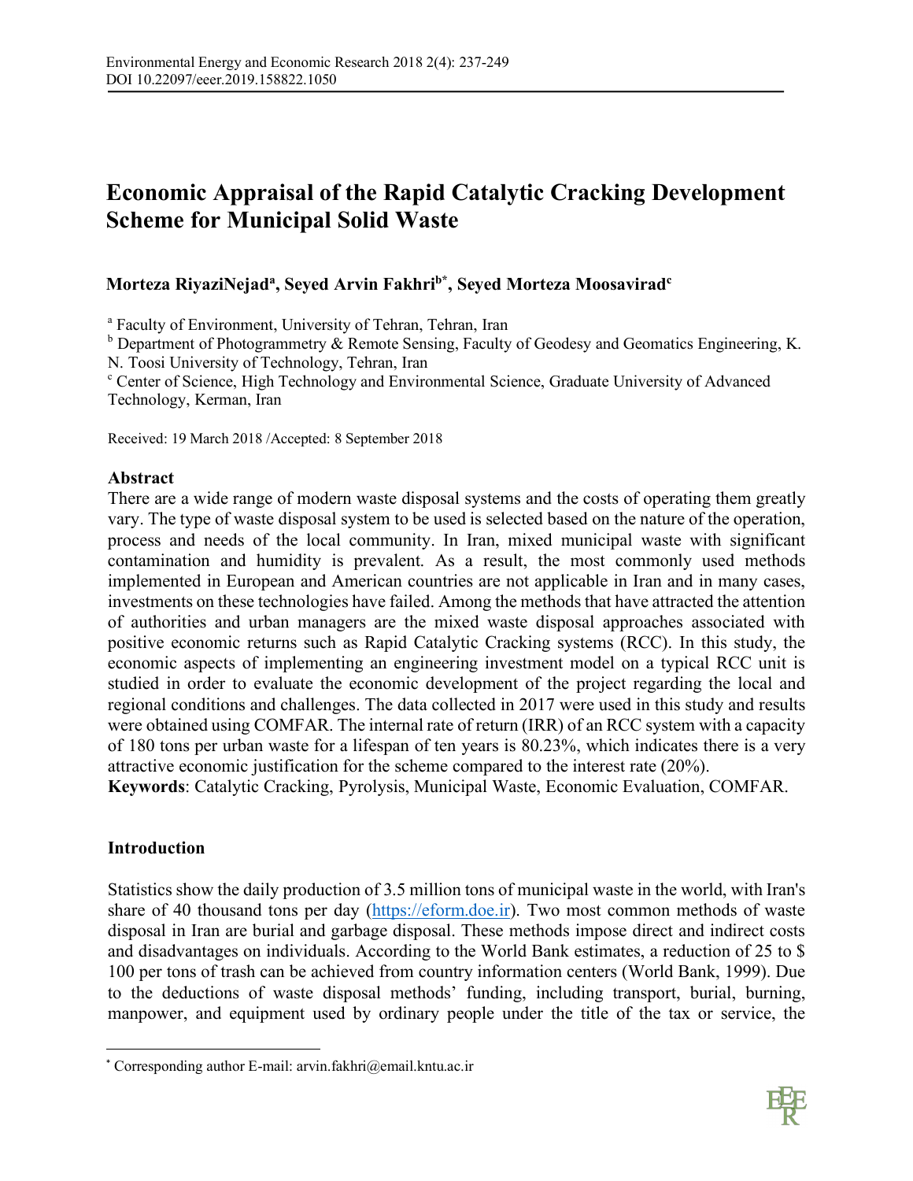# Economic Appraisal of the Rapid Catalytic Cracking Development Scheme for Municipal Solid Waste

**Morteza RiyaziNejad[a], Seyed Arvin Fakhri[b*], Seyed Morteza Moosavirad[c]**

[a] Faculty of Environment, University of Tehran, Tehran, Iran

[b] Department of Photogrammetry & Remote Sensing, Faculty of Geodesy and Geomatics Engineering, K. N. Toosi University of Technology, Tehran, Iran

[c] Center of Science, High Technology and Environmental Science, Graduate University of Advanced Technology, Kerman, Iran

Received: 19 March 2018 /Accepted: 8 September 2018

## Abstract

There are a wide range of modern waste disposal systems and the costs of operating them greatly vary. The type of waste disposal system to be used is selected based on the nature of the operation, process and needs of the local community. In Iran, mixed municipal waste with significant contamination and humidity is prevalent. As a result, the most commonly used methods implemented in European and American countries are not applicable in Iran and in many cases, investments on these technologies have failed. Among the methods that have attracted the attention of authorities and urban managers are the mixed waste disposal approaches associated with positive economic returns such as Rapid Catalytic Cracking systems (RCC). In this study, the economic aspects of implementing an engineering investment model on a typical RCC unit is studied in order to evaluate the economic development of the project regarding the local and regional conditions and challenges. The data collected in 2017 were used in this study and results were obtained using COMFAR. The internal rate of return (IRR) of an RCC system with a capacity of 180 tons per urban waste for a lifespan of ten years is 80.23%, which indicates there is a very attractive economic justification for the scheme compared to the interest rate (20%).

**Keywords**: Catalytic Cracking, Pyrolysis, Municipal Waste, Economic Evaluation, COMFAR.

## Introduction

Statistics show the daily production of 3.5 million tons of municipal waste in the world, with Iran's share of 40 thousand tons per day (https://eform.doe.ir). Two most common methods of waste disposal in Iran are burial and garbage disposal. These methods impose direct and indirect costs and disadvantages on individuals. According to the World Bank estimates, a reduction of 25 to $ 100 per tons of trash can be achieved from country information centers (World Bank, 1999). Due to the deductions of waste disposal methods' funding, including transport, burial, burning, manpower, and equipment used by ordinary people under the title of the tax or service, the

---

[*] Corresponding author E-mail: arvin.fakhri@email.kntu.ac.ir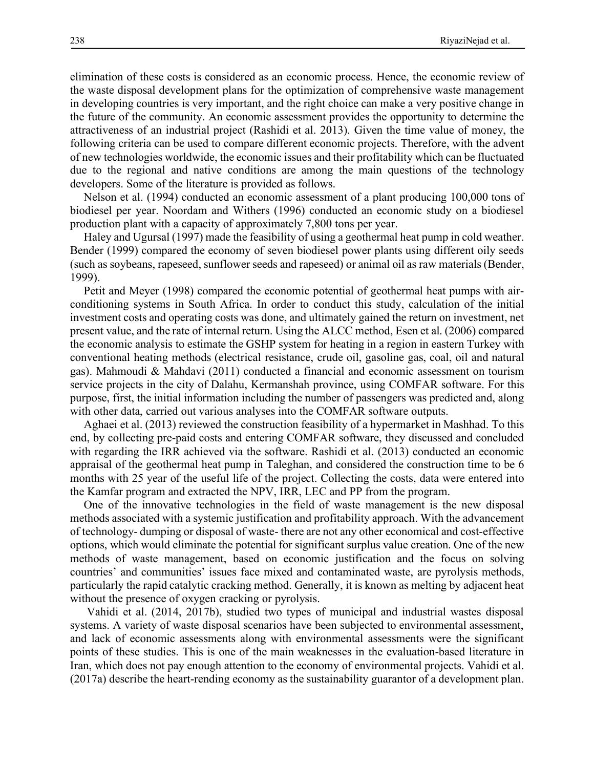elimination of these costs is considered as an economic process. Hence, the economic review of the waste disposal development plans for the optimization of comprehensive waste management in developing countries is very important, and the right choice can make a very positive change in the future of the community. An economic assessment provides the opportunity to determine the attractiveness of an industrial project (Rashidi et al. 2013). Given the time value of money, the following criteria can be used to compare different economic projects. Therefore, with the advent of new technologies worldwide, the economic issues and their profitability which can be fluctuated due to the regional and native conditions are among the main questions of the technology developers. Some of the literature is provided as follows.

Nelson et al. (1994) conducted an economic assessment of a plant producing 100,000 tons of biodiesel per year. Noordam and Withers (1996) conducted an economic study on a biodiesel production plant with a capacity of approximately 7,800 tons per year.

Haley and Ugursal (1997) made the feasibility of using a geothermal heat pump in cold weather. Bender (1999) compared the economy of seven biodiesel power plants using different oily seeds (such as soybeans, rapeseed, sunflower seeds and rapeseed) or animal oil as raw materials (Bender, 1999).

Petit and Meyer (1998) compared the economic potential of geothermal heat pumps with air-conditioning systems in South Africa. In order to conduct this study, calculation of the initial investment costs and operating costs was done, and ultimately gained the return on investment, net present value, and the rate of internal return. Using the ALCC method, Esen et al. (2006) compared the economic analysis to estimate the GSHP system for heating in a region in eastern Turkey with conventional heating methods (electrical resistance, crude oil, gasoline gas, coal, oil and natural gas). Mahmoudi & Mahdavi (2011) conducted a financial and economic assessment on tourism service projects in the city of Dalahu, Kermanshah province, using COMFAR software. For this purpose, first, the initial information including the number of passengers was predicted and, along with other data, carried out various analyses into the COMFAR software outputs.

Aghaei et al. (2013) reviewed the construction feasibility of a hypermarket in Mashhad. To this end, by collecting pre-paid costs and entering COMFAR software, they discussed and concluded with regarding the IRR achieved via the software. Rashidi et al. (2013) conducted an economic appraisal of the geothermal heat pump in Taleghan, and considered the construction time to be 6 months with 25 year of the useful life of the project. Collecting the costs, data were entered into the Kamfar program and extracted the NPV, IRR, LEC and PP from the program.

One of the innovative technologies in the field of waste management is the new disposal methods associated with a systemic justification and profitability approach. With the advancement of technology- dumping or disposal of waste- there are not any other economical and cost-effective options, which would eliminate the potential for significant surplus value creation. One of the new methods of waste management, based on economic justification and the focus on solving countries' and communities' issues face mixed and contaminated waste, are pyrolysis methods, particularly the rapid catalytic cracking method. Generally, it is known as melting by adjacent heat without the presence of oxygen cracking or pyrolysis.

Vahidi et al. (2014, 2017b), studied two types of municipal and industrial wastes disposal systems. A variety of waste disposal scenarios have been subjected to environmental assessment, and lack of economic assessments along with environmental assessments were the significant points of these studies. This is one of the main weaknesses in the evaluation-based literature in Iran, which does not pay enough attention to the economy of environmental projects. Vahidi et al. (2017a) describe the heart-rending economy as the sustainability guarantor of a development plan.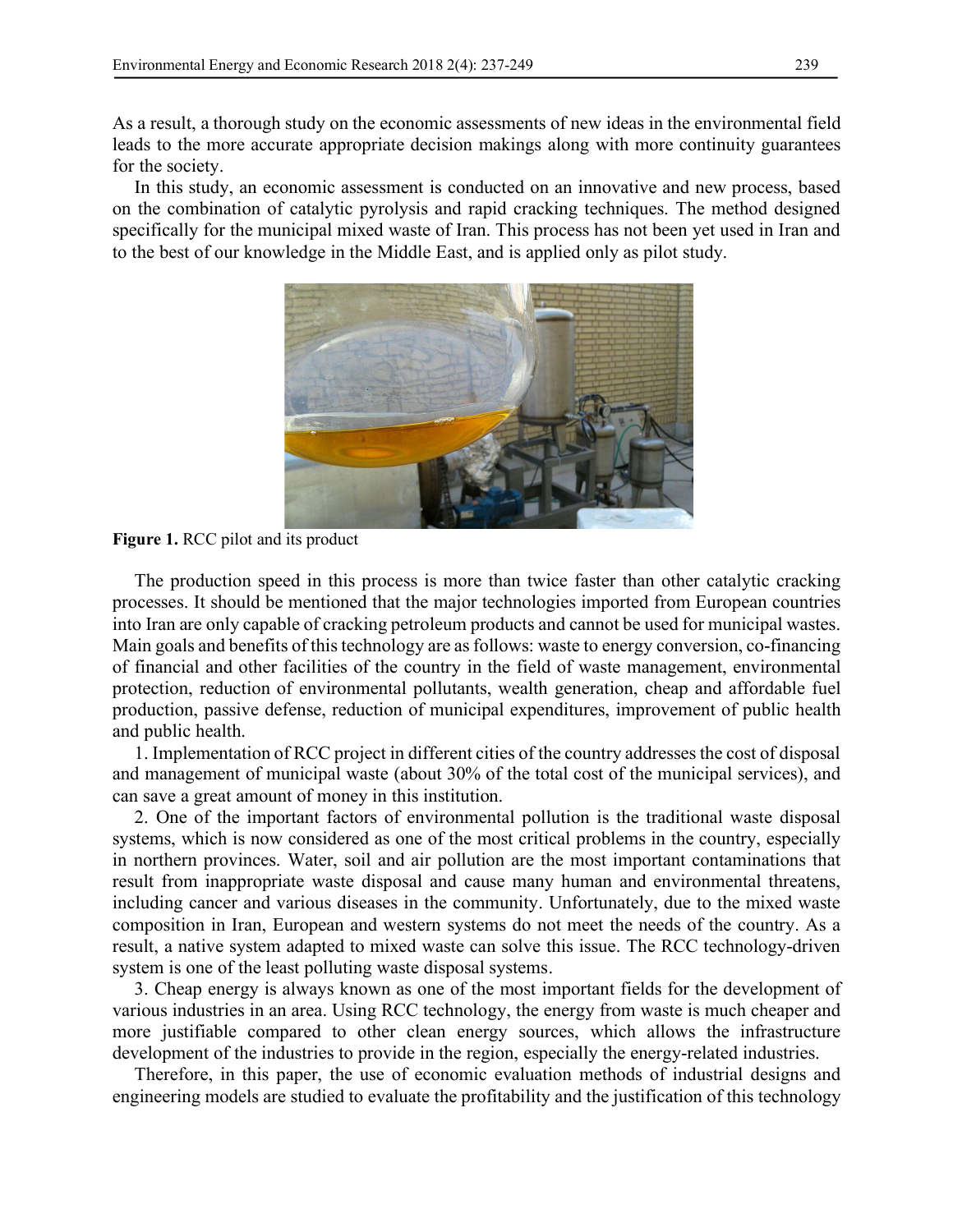As a result, a thorough study on the economic assessments of new ideas in the environmental field leads to the more accurate appropriate decision makings along with more continuity guarantees for the society.

In this study, an economic assessment is conducted on an innovative and new process, based on the combination of catalytic pyrolysis and rapid cracking techniques. The method designed specifically for the municipal mixed waste of Iran. This process has not been yet used in Iran and to the best of our knowledge in the Middle East, and is applied only as pilot study.

**Figure 1.** RCC pilot and its product

The production speed in this process is more than twice faster than other catalytic cracking processes. It should be mentioned that the major technologies imported from European countries into Iran are only capable of cracking petroleum products and cannot be used for municipal wastes. Main goals and benefits of this technology are as follows: waste to energy conversion, co-financing of financial and other facilities of the country in the field of waste management, environmental protection, reduction of environmental pollutants, wealth generation, cheap and affordable fuel production, passive defense, reduction of municipal expenditures, improvement of public health and public health.

1. Implementation of RCC project in different cities of the country addresses the cost of disposal and management of municipal waste (about 30% of the total cost of the municipal services), and can save a great amount of money in this institution.

2. One of the important factors of environmental pollution is the traditional waste disposal systems, which is now considered as one of the most critical problems in the country, especially in northern provinces. Water, soil and air pollution are the most important contaminations that result from inappropriate waste disposal and cause many human and environmental threatens, including cancer and various diseases in the community. Unfortunately, due to the mixed waste composition in Iran, European and western systems do not meet the needs of the country. As a result, a native system adapted to mixed waste can solve this issue. The RCC technology-driven system is one of the least polluting waste disposal systems.

3. Cheap energy is always known as one of the most important fields for the development of various industries in an area. Using RCC technology, the energy from waste is much cheaper and more justifiable compared to other clean energy sources, which allows the infrastructure development of the industries to provide in the region, especially the energy-related industries.

Therefore, in this paper, the use of economic evaluation methods of industrial designs and engineering models are studied to evaluate the profitability and the justification of this technology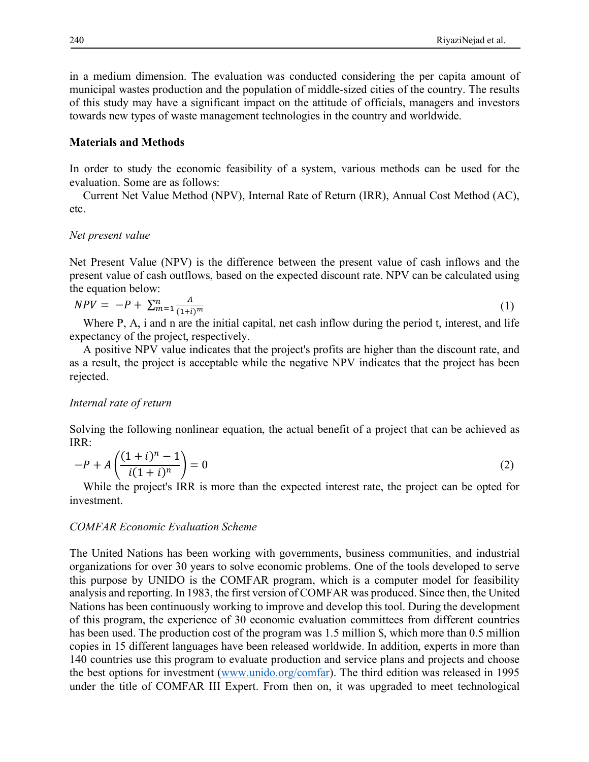in a medium dimension. The evaluation was conducted considering the per capita amount of municipal wastes production and the population of middle-sized cities of the country. The results of this study may have a significant impact on the attitude of officials, managers and investors towards new types of waste management technologies in the country and worldwide.

## Materials and Methods

In order to study the economic feasibility of a system, various methods can be used for the evaluation. Some are as follows:

Current Net Value Method (NPV), Internal Rate of Return (IRR), Annual Cost Method (AC), etc.

### *Net present value*

Net Present Value (NPV) is the difference between the present value of cash inflows and the present value of cash outflows, based on the expected discount rate. NPV can be calculated using the equation below:

$$NPV = -P + \sum_{m=1}^{n} \frac{A}{(1+i)^m} \tag{1}$$

Where P, A, i and n are the initial capital, net cash inflow during the period t, interest, and life expectancy of the project, respectively.

A positive NPV value indicates that the project's profits are higher than the discount rate, and as a result, the project is acceptable while the negative NPV indicates that the project has been rejected.

### *Internal rate of return*

Solving the following nonlinear equation, the actual benefit of a project that can be achieved as IRR:

$$-P + A\left(\frac{(1+i)^n - 1}{i(1+i)^n}\right) = 0 \tag{2}$$

While the project's IRR is more than the expected interest rate, the project can be opted for investment.

### *COMFAR Economic Evaluation Scheme*

The United Nations has been working with governments, business communities, and industrial organizations for over 30 years to solve economic problems. One of the tools developed to serve this purpose by UNIDO is the COMFAR program, which is a computer model for feasibility analysis and reporting. In 1983, the first version of COMFAR was produced. Since then, the United Nations has been continuously working to improve and develop this tool. During the development of this program, the experience of 30 economic evaluation committees from different countries has been used. The production cost of the program was 1.5 million $, which more than 0.5 million copies in 15 different languages have been released worldwide. In addition, experts in more than 140 countries use this program to evaluate production and service plans and projects and choose the best options for investment (www.unido.org/comfar). The third edition was released in 1995 under the title of COMFAR III Expert. From then on, it was upgraded to meet technological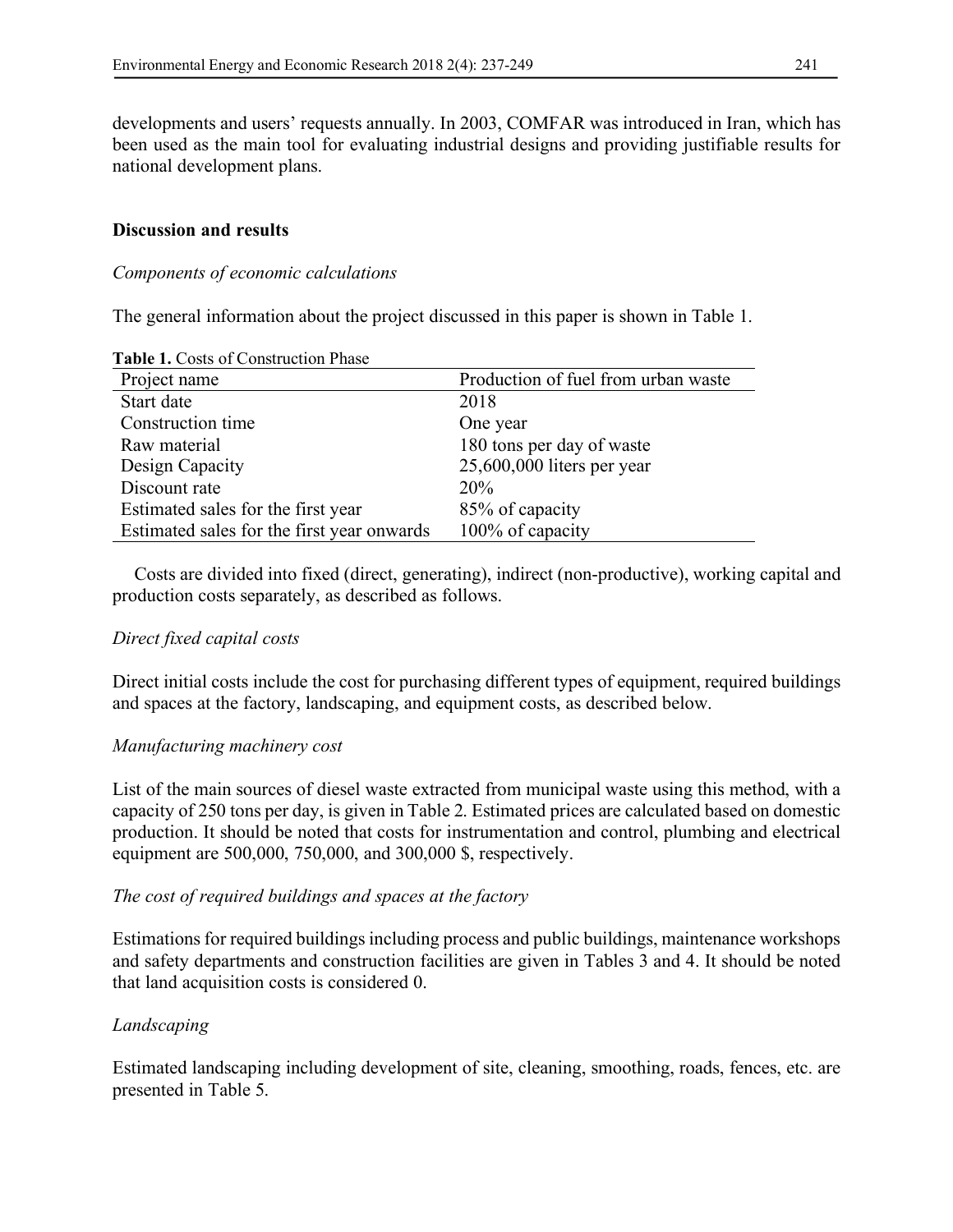developments and users' requests annually. In 2003, COMFAR was introduced in Iran, which has been used as the main tool for evaluating industrial designs and providing justifiable results for national development plans.

## Discussion and results

### *Components of economic calculations*

The general information about the project discussed in this paper is shown in Table 1.

**Table 1.** Costs of Construction Phase

| Project name | Production of fuel from urban waste |
|---|---|
| Start date | 2018 |
| Construction time | One year |
| Raw material | 180 tons per day of waste |
| Design Capacity | 25,600,000 liters per year |
| Discount rate | 20% |
| Estimated sales for the first year | 85% of capacity |
| Estimated sales for the first year onwards | 100% of capacity |

Costs are divided into fixed (direct, generating), indirect (non-productive), working capital and production costs separately, as described as follows.

### *Direct fixed capital costs*

Direct initial costs include the cost for purchasing different types of equipment, required buildings and spaces at the factory, landscaping, and equipment costs, as described below.

### *Manufacturing machinery cost*

List of the main sources of diesel waste extracted from municipal waste using this method, with a capacity of 250 tons per day, is given in Table 2. Estimated prices are calculated based on domestic production. It should be noted that costs for instrumentation and control, plumbing and electrical equipment are 500,000, 750,000, and 300,000 $, respectively.

### *The cost of required buildings and spaces at the factory*

Estimations for required buildings including process and public buildings, maintenance workshops and safety departments and construction facilities are given in Tables 3 and 4. It should be noted that land acquisition costs is considered 0.

### *Landscaping*

Estimated landscaping including development of site, cleaning, smoothing, roads, fences, etc. are presented in Table 5.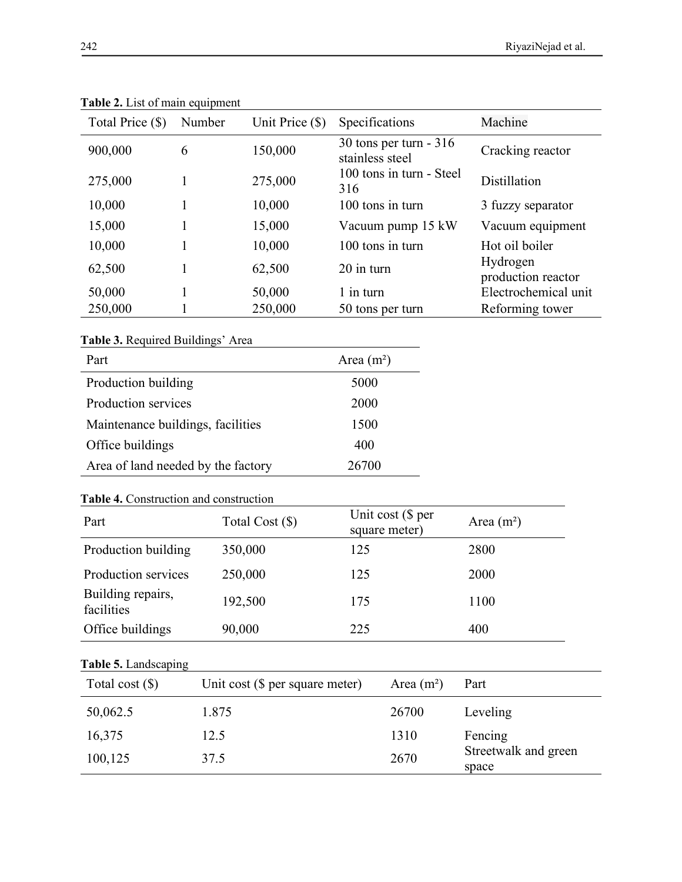**Table 2.** List of main equipment

| Total Price ($) | Number | Unit Price ($) | Specifications | Machine |
|---|---|---|---|---|
| 900,000 | 6 | 150,000 | 30 tons per turn - 316 stainless steel | Cracking reactor |
| 275,000 | 1 | 275,000 | 100 tons in turn - Steel 316 | Distillation |
| 10,000 | 1 | 10,000 | 100 tons in turn | 3 fuzzy separator |
| 15,000 | 1 | 15,000 | Vacuum pump 15 kW | Vacuum equipment |
| 10,000 | 1 | 10,000 | 100 tons in turn | Hot oil boiler |
| 62,500 | 1 | 62,500 | 20 in turn | Hydrogen production reactor |
| 50,000 | 1 | 50,000 | 1 in turn | Electrochemical unit |
| 250,000 | 1 | 250,000 | 50 tons per turn | Reforming tower |

**Table 3.** Required Buildings' Area

| Part | Area (m²) |
|---|---|
| Production building | 5000 |
| Production services | 2000 |
| Maintenance buildings, facilities | 1500 |
| Office buildings | 400 |
| Area of land needed by the factory | 26700 |

**Table 4.** Construction and construction

| Part | Total Cost ($) | Unit cost ($ per square meter) | Area (m²) |
|---|---|---|---|
| Production building | 350,000 | 125 | 2800 |
| Production services | 250,000 | 125 | 2000 |
| Building repairs, facilities | 192,500 | 175 | 1100 |
| Office buildings | 90,000 | 225 | 400 |

**Table 5.** Landscaping

| Total cost ($) | Unit cost ($ per square meter) | Area (m²) | Part |
|---|---|---|---|
| 50,062.5 | 1.875 | 26700 | Leveling |
| 16,375 | 12.5 | 1310 | Fencing |
| 100,125 | 37.5 | 2670 | Streetwalk and green space |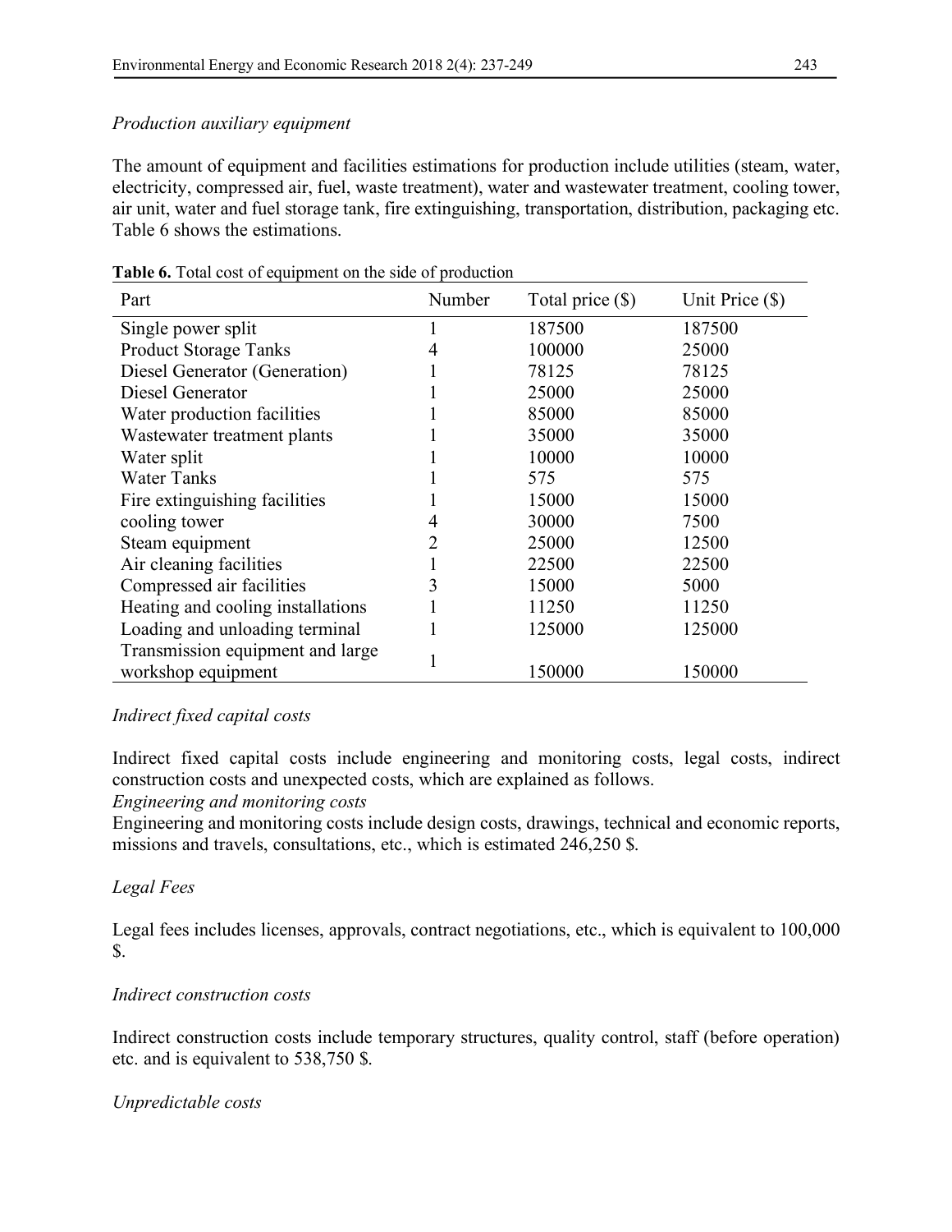*Production auxiliary equipment*

The amount of equipment and facilities estimations for production include utilities (steam, water, electricity, compressed air, fuel, waste treatment), water and wastewater treatment, cooling tower, air unit, water and fuel storage tank, fire extinguishing, transportation, distribution, packaging etc. Table 6 shows the estimations.

**Table 6.** Total cost of equipment on the side of production

| Part | Number | Total price ($) | Unit Price ($) |
|---|---|---|---|
| Single power split | 1 | 187500 | 187500 |
| Product Storage Tanks | 4 | 100000 | 25000 |
| Diesel Generator (Generation) | 1 | 78125 | 78125 |
| Diesel Generator | 1 | 25000 | 25000 |
| Water production facilities | 1 | 85000 | 85000 |
| Wastewater treatment plants | 1 | 35000 | 35000 |
| Water split | 1 | 10000 | 10000 |
| Water Tanks | 1 | 575 | 575 |
| Fire extinguishing facilities | 1 | 15000 | 15000 |
| cooling tower | 4 | 30000 | 7500 |
| Steam equipment | 2 | 25000 | 12500 |
| Air cleaning facilities | 1 | 22500 | 22500 |
| Compressed air facilities | 3 | 15000 | 5000 |
| Heating and cooling installations | 1 | 11250 | 11250 |
| Loading and unloading terminal | 1 | 125000 | 125000 |
| Transmission equipment and large workshop equipment | 1 | 150000 | 150000 |

*Indirect fixed capital costs*

Indirect fixed capital costs include engineering and monitoring costs, legal costs, indirect construction costs and unexpected costs, which are explained as follows.

*Engineering and monitoring costs*

Engineering and monitoring costs include design costs, drawings, technical and economic reports, missions and travels, consultations, etc., which is estimated 246,250 $.

*Legal Fees*

Legal fees includes licenses, approvals, contract negotiations, etc., which is equivalent to 100,000 $.

*Indirect construction costs*

Indirect construction costs include temporary structures, quality control, staff (before operation) etc. and is equivalent to 538,750 $.

*Unpredictable costs*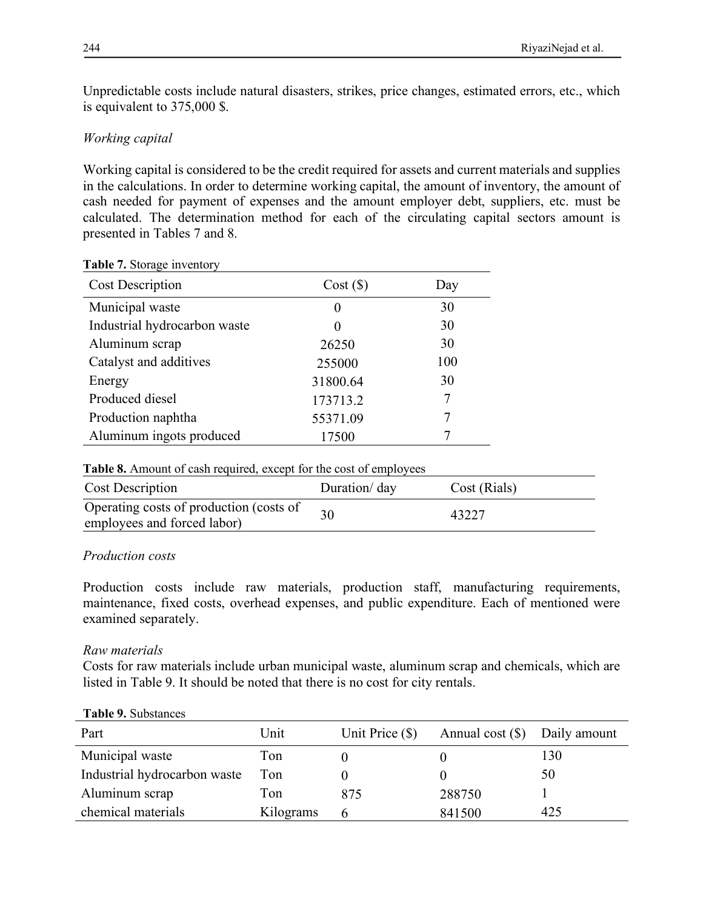Unpredictable costs include natural disasters, strikes, price changes, estimated errors, etc., which is equivalent to 375,000 $.

*Working capital*

Working capital is considered to be the credit required for assets and current materials and supplies in the calculations. In order to determine working capital, the amount of inventory, the amount of cash needed for payment of expenses and the amount employer debt, suppliers, etc. must be calculated. The determination method for each of the circulating capital sectors amount is presented in Tables 7 and 8.

**Table 7.** Storage inventory

| Cost Description | Cost ($) | Day |
|---|---|---|
| Municipal waste | 0 | 30 |
| Industrial hydrocarbon waste | 0 | 30 |
| Aluminum scrap | 26250 | 30 |
| Catalyst and additives | 255000 | 100 |
| Energy | 31800.64 | 30 |
| Produced diesel | 173713.2 | 7 |
| Production naphtha | 55371.09 | 7 |
| Aluminum ingots produced | 17500 | 7 |

**Table 8.** Amount of cash required, except for the cost of employees

| Cost Description | Duration/ day | Cost (Rials) |
|---|---|---|
| Operating costs of production (costs of employees and forced labor) | 30 | 43227 |

*Production costs*

Production costs include raw materials, production staff, manufacturing requirements, maintenance, fixed costs, overhead expenses, and public expenditure. Each of mentioned were examined separately.

*Raw materials*

Costs for raw materials include urban municipal waste, aluminum scrap and chemicals, which are listed in Table 9. It should be noted that there is no cost for city rentals.

**Table 9.** Substances

| Part | Unit | Unit Price ($) | Annual cost ($) | Daily amount |
|---|---|---|---|---|
| Municipal waste | Ton | 0 | 0 | 130 |
| Industrial hydrocarbon waste | Ton | 0 | 0 | 50 |
| Aluminum scrap | Ton | 875 | 288750 | 1 |
| chemical materials | Kilograms | 6 | 841500 | 425 |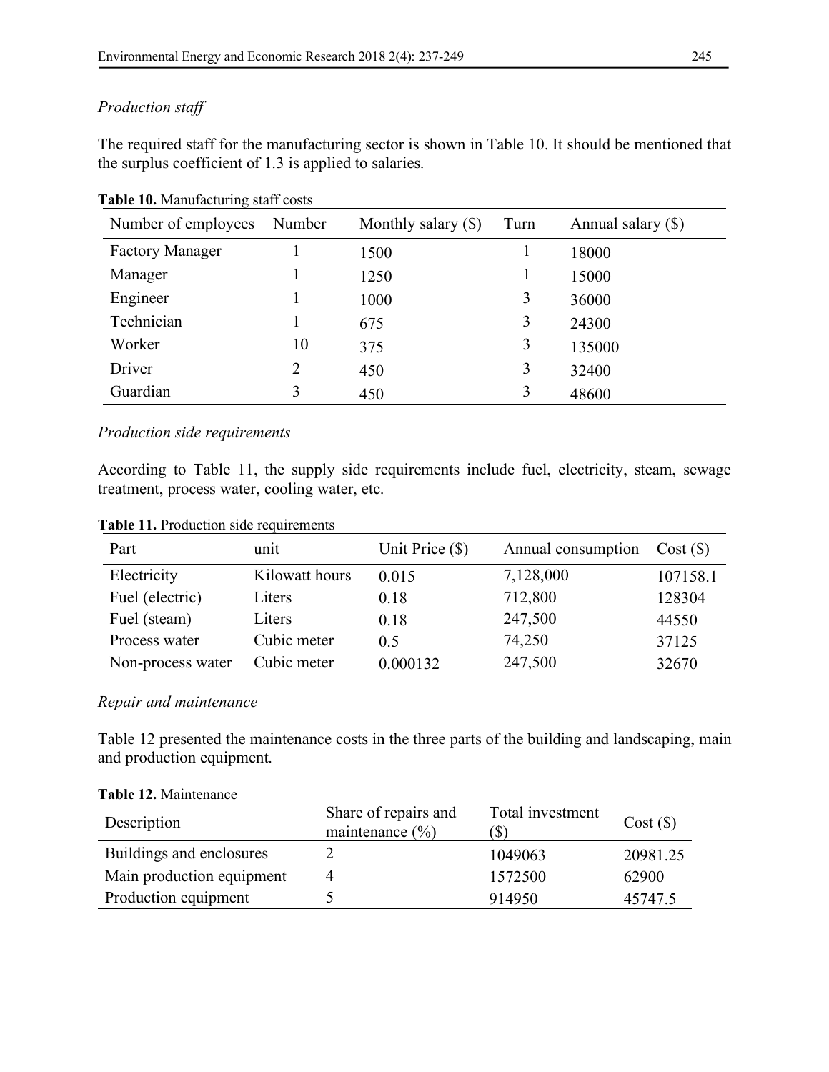*Production staff*

The required staff for the manufacturing sector is shown in Table 10. It should be mentioned that the surplus coefficient of 1.3 is applied to salaries.

**Table 10.** Manufacturing staff costs

| Number of employees | Number | Monthly salary ($) | Turn | Annual salary ($) |
|---|---|---|---|---|
| Factory Manager | 1 | 1500 | 1 | 18000 |
| Manager | 1 | 1250 | 1 | 15000 |
| Engineer | 1 | 1000 | 3 | 36000 |
| Technician | 1 | 675 | 3 | 24300 |
| Worker | 10 | 375 | 3 | 135000 |
| Driver | 2 | 450 | 3 | 32400 |
| Guardian | 3 | 450 | 3 | 48600 |

*Production side requirements*

According to Table 11, the supply side requirements include fuel, electricity, steam, sewage treatment, process water, cooling water, etc.

**Table 11.** Production side requirements

| Part | unit | Unit Price ($) | Annual consumption | Cost ($) |
|---|---|---|---|---|
| Electricity | Kilowatt hours | 0.015 | 7,128,000 | 107158.1 |
| Fuel (electric) | Liters | 0.18 | 712,800 | 128304 |
| Fuel (steam) | Liters | 0.18 | 247,500 | 44550 |
| Process water | Cubic meter | 0.5 | 74,250 | 37125 |
| Non-process water | Cubic meter | 0.000132 | 247,500 | 32670 |

*Repair and maintenance*

Table 12 presented the maintenance costs in the three parts of the building and landscaping, main and production equipment.

**Table 12.** Maintenance

| Description | Share of repairs and maintenance (%) | Total investment ($) | Cost ($) |
|---|---|---|---|
| Buildings and enclosures | 2 | 1049063 | 20981.25 |
| Main production equipment | 4 | 1572500 | 62900 |
| Production equipment | 5 | 914950 | 45747.5 |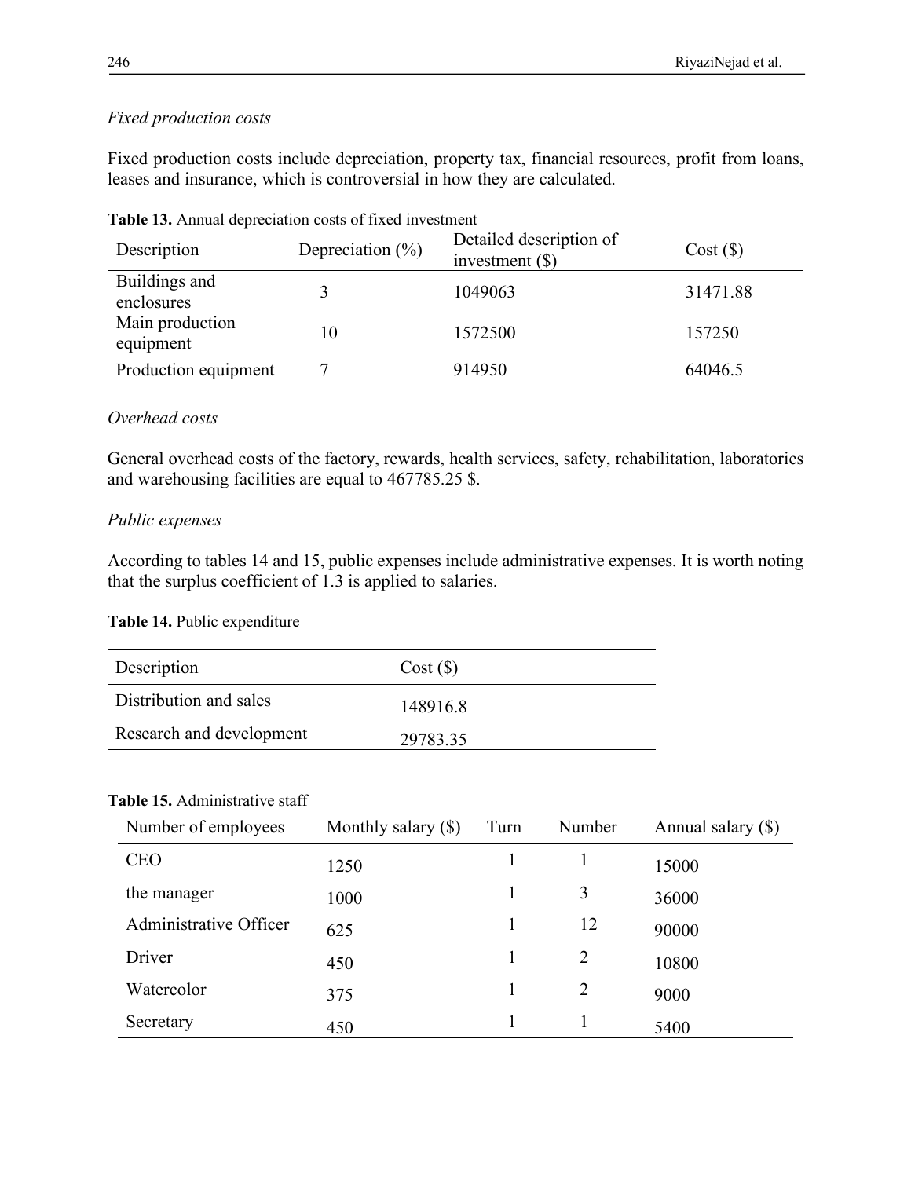*Fixed production costs*

Fixed production costs include depreciation, property tax, financial resources, profit from loans, leases and insurance, which is controversial in how they are calculated.

**Table 13.** Annual depreciation costs of fixed investment

| Description | Depreciation (%) | Detailed description of investment ($) | Cost ($) |
|---|---|---|---|
| Buildings and enclosures | 3 | 1049063 | 31471.88 |
| Main production equipment | 10 | 1572500 | 157250 |
| Production equipment | 7 | 914950 | 64046.5 |

*Overhead costs*

General overhead costs of the factory, rewards, health services, safety, rehabilitation, laboratories and warehousing facilities are equal to 467785.25 $.

*Public expenses*

According to tables 14 and 15, public expenses include administrative expenses. It is worth noting that the surplus coefficient of 1.3 is applied to salaries.

**Table 14.** Public expenditure

| Description | Cost ($) |
|---|---|
| Distribution and sales | 148916.8 |
| Research and development | 29783.35 |

**Table 15.** Administrative staff

| Number of employees | Monthly salary ($) | Turn | Number | Annual salary ($) |
|---|---|---|---|---|
| CEO | 1250 | 1 | 1 | 15000 |
| the manager | 1000 | 1 | 3 | 36000 |
| Administrative Officer | 625 | 1 | 12 | 90000 |
| Driver | 450 | 1 | 2 | 10800 |
| Watercolor | 375 | 1 | 2 | 9000 |
| Secretary | 450 | 1 | 1 | 5400 |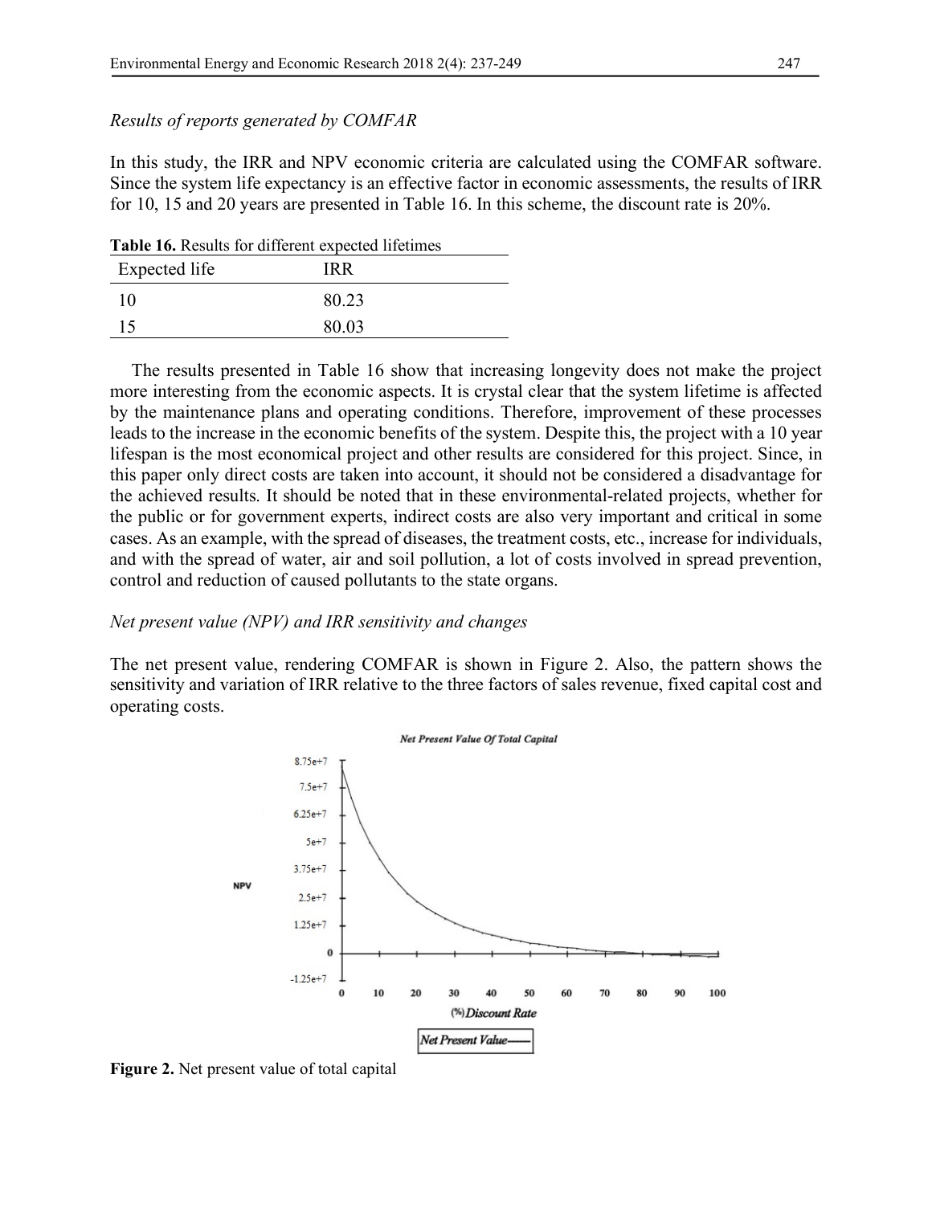*Results of reports generated by COMFAR*

In this study, the IRR and NPV economic criteria are calculated using the COMFAR software. Since the system life expectancy is an effective factor in economic assessments, the results of IRR for 10, 15 and 20 years are presented in Table 16. In this scheme, the discount rate is 20%.

**Table 16.** Results for different expected lifetimes

| Expected life | IRR |
|---|---|
| 10 | 80.23 |
| 15 | 80.03 |

The results presented in Table 16 show that increasing longevity does not make the project more interesting from the economic aspects. It is crystal clear that the system lifetime is affected by the maintenance plans and operating conditions. Therefore, improvement of these processes leads to the increase in the economic benefits of the system. Despite this, the project with a 10 year lifespan is the most economical project and other results are considered for this project. Since, in this paper only direct costs are taken into account, it should not be considered a disadvantage for the achieved results. It should be noted that in these environmental-related projects, whether for the public or for government experts, indirect costs are also very important and critical in some cases. As an example, with the spread of diseases, the treatment costs, etc., increase for individuals, and with the spread of water, air and soil pollution, a lot of costs involved in spread prevention, control and reduction of caused pollutants to the state organs.

*Net present value (NPV) and IRR sensitivity and changes*

The net present value, rendering COMFAR is shown in Figure 2. Also, the pattern shows the sensitivity and variation of IRR relative to the three factors of sales revenue, fixed capital cost and operating costs.

**Figure 2.** Net present value of total capital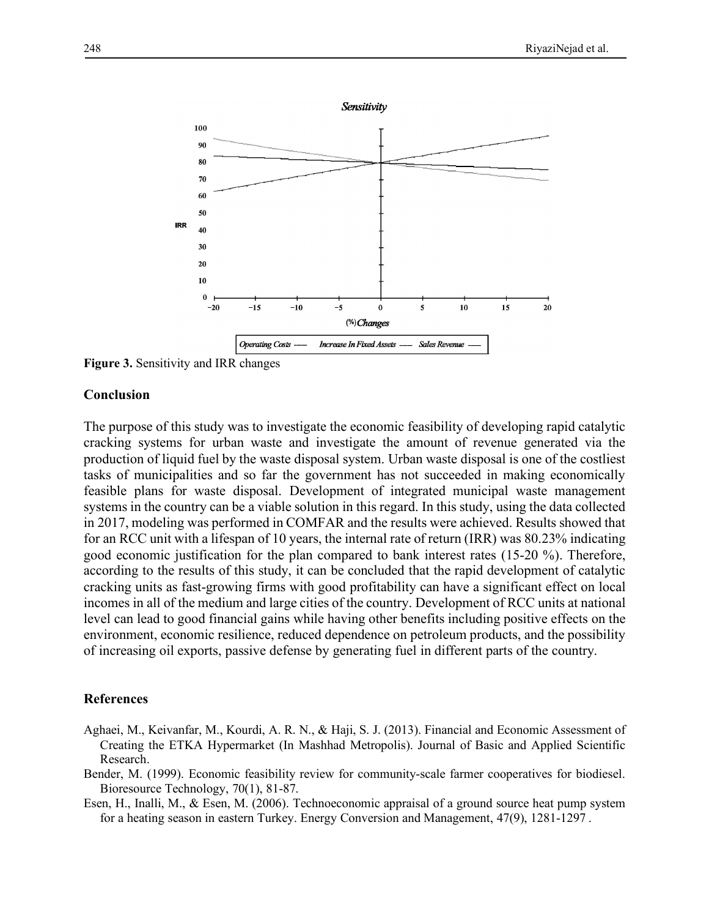**Figure 3.** Sensitivity and IRR changes

## Conclusion

The purpose of this study was to investigate the economic feasibility of developing rapid catalytic cracking systems for urban waste and investigate the amount of revenue generated via the production of liquid fuel by the waste disposal system. Urban waste disposal is one of the costliest tasks of municipalities and so far the government has not succeeded in making economically feasible plans for waste disposal. Development of integrated municipal waste management systems in the country can be a viable solution in this regard. In this study, using the data collected in 2017, modeling was performed in COMFAR and the results were achieved. Results showed that for an RCC unit with a lifespan of 10 years, the internal rate of return (IRR) was 80.23% indicating good economic justification for the plan compared to bank interest rates (15-20 %). Therefore, according to the results of this study, it can be concluded that the rapid development of catalytic cracking units as fast-growing firms with good profitability can have a significant effect on local incomes in all of the medium and large cities of the country. Development of RCC units at national level can lead to good financial gains while having other benefits including positive effects on the environment, economic resilience, reduced dependence on petroleum products, and the possibility of increasing oil exports, passive defense by generating fuel in different parts of the country.

## References

Aghaei, M., Keivanfar, M., Kourdi, A. R. N., & Haji, S. J. (2013). Financial and Economic Assessment of Creating the ETKA Hypermarket (In Mashhad Metropolis). Journal of Basic and Applied Scientific Research.

Bender, M. (1999). Economic feasibility review for community-scale farmer cooperatives for biodiesel. Bioresource Technology, 70(1), 81-87.

Esen, H., Inalli, M., & Esen, M. (2006). Technoeconomic appraisal of a ground source heat pump system for a heating season in eastern Turkey. Energy Conversion and Management, 47(9), 1281-1297 .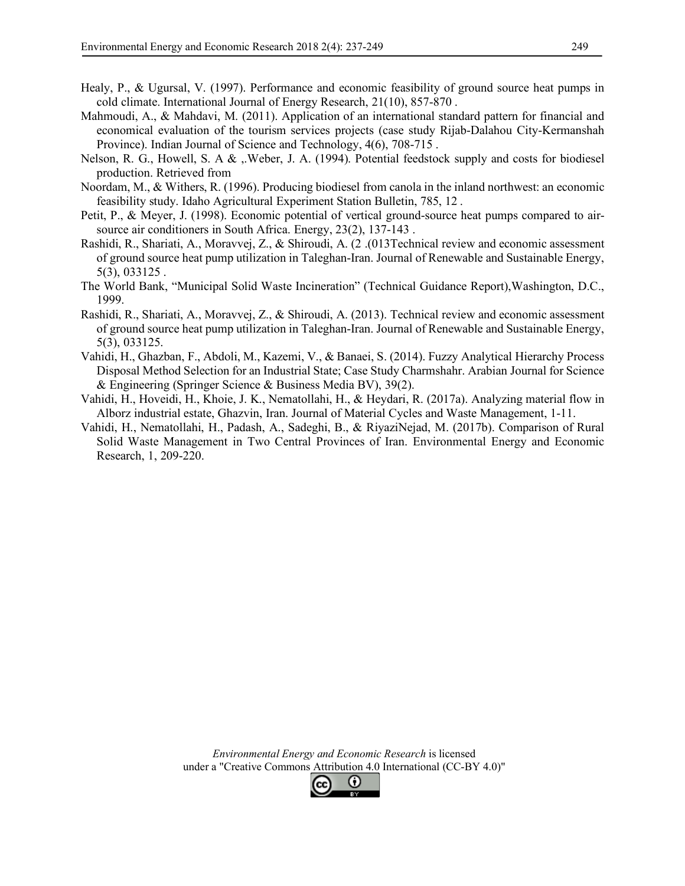Healy, P., & Ugursal, V. (1997). Performance and economic feasibility of ground source heat pumps in cold climate. International Journal of Energy Research, 21(10), 857-870 .

Mahmoudi, A., & Mahdavi, M. (2011). Application of an international standard pattern for financial and economical evaluation of the tourism services projects (case study Rijab-Dalahou City-Kermanshah Province). Indian Journal of Science and Technology, 4(6), 708-715 .

Nelson, R. G., Howell, S. A & ,.Weber, J. A. (1994). Potential feedstock supply and costs for biodiesel production. Retrieved from

Noordam, M., & Withers, R. (1996). Producing biodiesel from canola in the inland northwest: an economic feasibility study. Idaho Agricultural Experiment Station Bulletin, 785, 12 .

Petit, P., & Meyer, J. (1998). Economic potential of vertical ground-source heat pumps compared to air-source air conditioners in South Africa. Energy, 23(2), 137-143 .

Rashidi, R., Shariati, A., Moravvej, Z., & Shiroudi, A. (2 .(013Technical review and economic assessment of ground source heat pump utilization in Taleghan-Iran. Journal of Renewable and Sustainable Energy, 5(3), 033125 .

The World Bank, "Municipal Solid Waste Incineration" (Technical Guidance Report),Washington, D.C., 1999.

Rashidi, R., Shariati, A., Moravvej, Z., & Shiroudi, A. (2013). Technical review and economic assessment of ground source heat pump utilization in Taleghan-Iran. Journal of Renewable and Sustainable Energy, 5(3), 033125.

Vahidi, H., Ghazban, F., Abdoli, M., Kazemi, V., & Banaei, S. (2014). Fuzzy Analytical Hierarchy Process Disposal Method Selection for an Industrial State; Case Study Charmshahr. Arabian Journal for Science & Engineering (Springer Science & Business Media BV), 39(2).

Vahidi, H., Hoveidi, H., Khoie, J. K., Nematollahi, H., & Heydari, R. (2017a). Analyzing material flow in Alborz industrial estate, Ghazvin, Iran. Journal of Material Cycles and Waste Management, 1-11.

Vahidi, H., Nematollahi, H., Padash, A., Sadeghi, B., & RiyaziNejad, M. (2017b). Comparison of Rural Solid Waste Management in Two Central Provinces of Iran. Environmental Energy and Economic Research, 1, 209-220.

*Environmental Energy and Economic Research* is licensed under a "Creative Commons Attribution 4.0 International (CC-BY 4.0)"